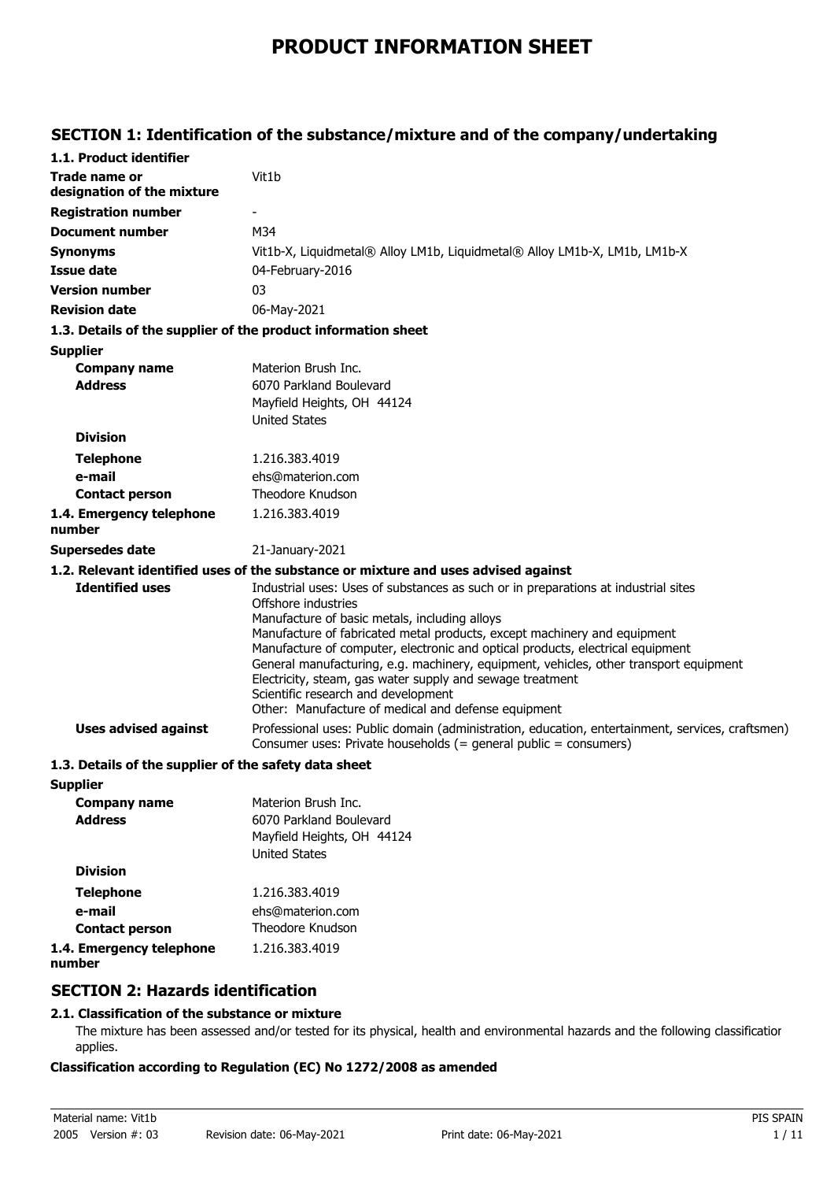# PRODUCT INFORMATION SHEET

## SECTION 1: Identification of the substance/mixture and of the company/undertaking

### 1.1. Product identifier

| | |
|---|---|
| **Trade name or designation of the mixture** | Vit1b |
| **Registration number** | - |
| **Document number** | M34 |
| **Synonyms** | Vit1b-X, Liquidmetal® Alloy LM1b, Liquidmetal® Alloy LM1b-X, LM1b, LM1b-X |
| **Issue date** | 04-February-2016 |
| **Version number** | 03 |
| **Revision date** | 06-May-2021 |

### 1.3. Details of the supplier of the product information sheet

**Supplier**

| | |
|---|---|
| **Company name** | Materion Brush Inc. |
| **Address** | 6070 Parkland Boulevard<br>Mayfield Heights, OH 44124<br>United States |
| **Division** | |
| **Telephone** | 1.216.383.4019 |
| **e-mail** | ehs@materion.com |
| **Contact person** | Theodore Knudson |
| **1.4. Emergency telephone number** | 1.216.383.4019 |
| **Supersedes date** | 21-January-2021 |

### 1.2. Relevant identified uses of the substance or mixture and uses advised against

**Identified uses**

Industrial uses: Uses of substances as such or in preparations at industrial sites
Offshore industries
Manufacture of basic metals, including alloys
Manufacture of fabricated metal products, except machinery and equipment
Manufacture of computer, electronic and optical products, electrical equipment
General manufacturing, e.g. machinery, equipment, vehicles, other transport equipment
Electricity, steam, gas water supply and sewage treatment
Scientific research and development
Other: Manufacture of medical and defense equipment

**Uses advised against**

Professional uses: Public domain (administration, education, entertainment, services, craftsmen)
Consumer uses: Private households (= general public = consumers)

### 1.3. Details of the supplier of the safety data sheet

**Supplier**

| | |
|---|---|
| **Company name** | Materion Brush Inc. |
| **Address** | 6070 Parkland Boulevard<br>Mayfield Heights, OH 44124<br>United States |
| **Division** | |
| **Telephone** | 1.216.383.4019 |
| **e-mail** | ehs@materion.com |
| **Contact person** | Theodore Knudson |
| **1.4. Emergency telephone number** | 1.216.383.4019 |

## SECTION 2: Hazards identification

### 2.1. Classification of the substance or mixture

The mixture has been assessed and/or tested for its physical, health and environmental hazards and the following classification applies.

**Classification according to Regulation (EC) No 1272/2008 as amended**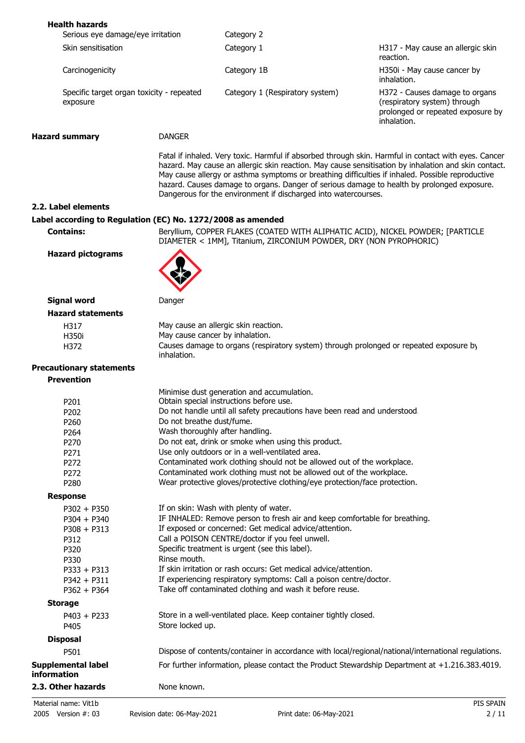**Health hazards**

| | | |
|---|---|---|
| Serious eye damage/eye irritation | Category 2 | |
| Skin sensitisation | Category 1 | H317 - May cause an allergic skin reaction. |
| Carcinogenicity | Category 1B | H350i - May cause cancer by inhalation. |
| Specific target organ toxicity - repeated exposure | Category 1 (Respiratory system) | H372 - Causes damage to organs (respiratory system) through prolonged or repeated exposure by inhalation. |

**Hazard summary** DANGER

Fatal if inhaled. Very toxic. Harmful if absorbed through skin. Harmful in contact with eyes. Cancer hazard. May cause an allergic skin reaction. May cause sensitisation by inhalation and skin contact. May cause allergy or asthma symptoms or breathing difficulties if inhaled. Possible reproductive hazard. Causes damage to organs. Danger of serious damage to health by prolonged exposure. Dangerous for the environment if discharged into watercourses.

## 2.2. Label elements

### Label according to Regulation (EC) No. 1272/2008 as amended

**Contains:** Beryllium, COPPER FLAKES (COATED WITH ALIPHATIC ACID), NICKEL POWDER; [PARTICLE DIAMETER < 1MM], Titanium, ZIRCONIUM POWDER, DRY (NON PYROPHORIC)

**Hazard pictograms**

**Signal word** Danger

**Hazard statements**

| | |
|---|---|
| H317 | May cause an allergic skin reaction. |
| H350i | May cause cancer by inhalation. |
| H372 | Causes damage to organs (respiratory system) through prolonged or repeated exposure by inhalation. |

**Precautionary statements**

**Prevention**

| | |
|---|---|
| | Minimise dust generation and accumulation. |
| P201 | Obtain special instructions before use. |
| P202 | Do not handle until all safety precautions have been read and understood. |
| P260 | Do not breathe dust/fume. |
| P264 | Wash thoroughly after handling. |
| P270 | Do not eat, drink or smoke when using this product. |
| P271 | Use only outdoors or in a well-ventilated area. |
| P272 | Contaminated work clothing should not be allowed out of the workplace. |
| P272 | Contaminated work clothing must not be allowed out of the workplace. |
| P280 | Wear protective gloves/protective clothing/eye protection/face protection. |

**Response**

| | |
|---|---|
| P302 + P350 | If on skin: Wash with plenty of water. |
| P304 + P340 | IF INHALED: Remove person to fresh air and keep comfortable for breathing. |
| P308 + P313 | If exposed or concerned: Get medical advice/attention. |
| P312 | Call a POISON CENTRE/doctor if you feel unwell. |
| P320 | Specific treatment is urgent (see this label). |
| P330 | Rinse mouth. |
| P333 + P313 | If skin irritation or rash occurs: Get medical advice/attention. |
| P342 + P311 | If experiencing respiratory symptoms: Call a poison centre/doctor. |
| P362 + P364 | Take off contaminated clothing and wash it before reuse. |

**Storage**

| | |
|---|---|
| P403 + P233 | Store in a well-ventilated place. Keep container tightly closed. |
| P405 | Store locked up. |

**Disposal**

| | |
|---|---|
| P501 | Dispose of contents/container in accordance with local/regional/national/international regulations. |

**Supplemental label information** For further information, please contact the Product Stewardship Department at +1.216.383.4019.

## 2.3. Other hazards

None known.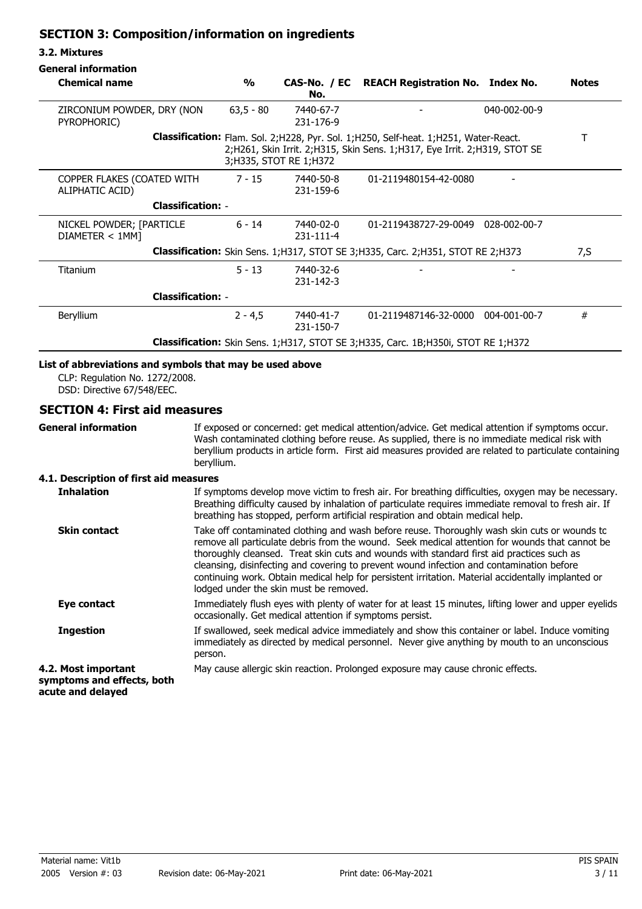## SECTION 3: Composition/information on ingredients

### 3.2. Mixtures

**General information**

| Chemical name | % | CAS-No. / EC No. | REACH Registration No. | Index No. | Notes |
|---|---|---|---|---|---|
| ZIRCONIUM POWDER, DRY (NON PYROPHORIC) | 63,5 - 80 | 7440-67-7 231-176-9 | - | 040-002-00-9 | |
| **Classification:** Flam. Sol. 2;H228, Pyr. Sol. 1;H250, Self-heat. 1;H251, Water-React. 2;H261, Skin Irrit. 2;H315, Skin Sens. 1;H317, Eye Irrit. 2;H319, STOT SE 3;H335, STOT RE 1;H372 | | | | | T |
| COPPER FLAKES (COATED WITH ALIPHATIC ACID) | 7 - 15 | 7440-50-8 231-159-6 | 01-2119480154-42-0080 | - | |
| **Classification:** - | | | | | |
| NICKEL POWDER; [PARTICLE DIAMETER < 1MM] | 6 - 14 | 7440-02-0 231-111-4 | 01-2119438727-29-0049 | 028-002-00-7 | |
| **Classification:** Skin Sens. 1;H317, STOT SE 3;H335, Carc. 2;H351, STOT RE 2;H373 | | | | | 7,S |
| Titanium | 5 - 13 | 7440-32-6 231-142-3 | - | - | |
| **Classification:** - | | | | | |
| Beryllium | 2 - 4,5 | 7440-41-7 231-150-7 | 01-2119487146-32-0000 | 004-001-00-7 | # |
| **Classification:** Skin Sens. 1;H317, STOT SE 3;H335, Carc. 1B;H350i, STOT RE 1;H372 | | | | | |

**List of abbreviations and symbols that may be used above**

CLP: Regulation No. 1272/2008.
DSD: Directive 67/548/EEC.

## SECTION 4: First aid measures

**General information**

If exposed or concerned: get medical attention/advice. Get medical attention if symptoms occur. Wash contaminated clothing before reuse. As supplied, there is no immediate medical risk with beryllium products in article form. First aid measures provided are related to particulate containing beryllium.

### 4.1. Description of first aid measures

**Inhalation**

If symptoms develop move victim to fresh air. For breathing difficulties, oxygen may be necessary. Breathing difficulty caused by inhalation of particulate requires immediate removal to fresh air. If breathing has stopped, perform artificial respiration and obtain medical help.

**Skin contact**

Take off contaminated clothing and wash before reuse. Thoroughly wash skin cuts or wounds to remove all particulate debris from the wound. Seek medical attention for wounds that cannot be thoroughly cleansed. Treat skin cuts and wounds with standard first aid practices such as cleansing, disinfecting and covering to prevent wound infection and contamination before continuing work. Obtain medical help for persistent irritation. Material accidentally implanted or lodged under the skin must be removed.

**Eye contact**

Immediately flush eyes with plenty of water for at least 15 minutes, lifting lower and upper eyelids occasionally. Get medical attention if symptoms persist.

**Ingestion**

If swallowed, seek medical advice immediately and show this container or label. Induce vomiting immediately as directed by medical personnel. Never give anything by mouth to an unconscious person.

**4.2. Most important symptoms and effects, both acute and delayed**

May cause allergic skin reaction. Prolonged exposure may cause chronic effects.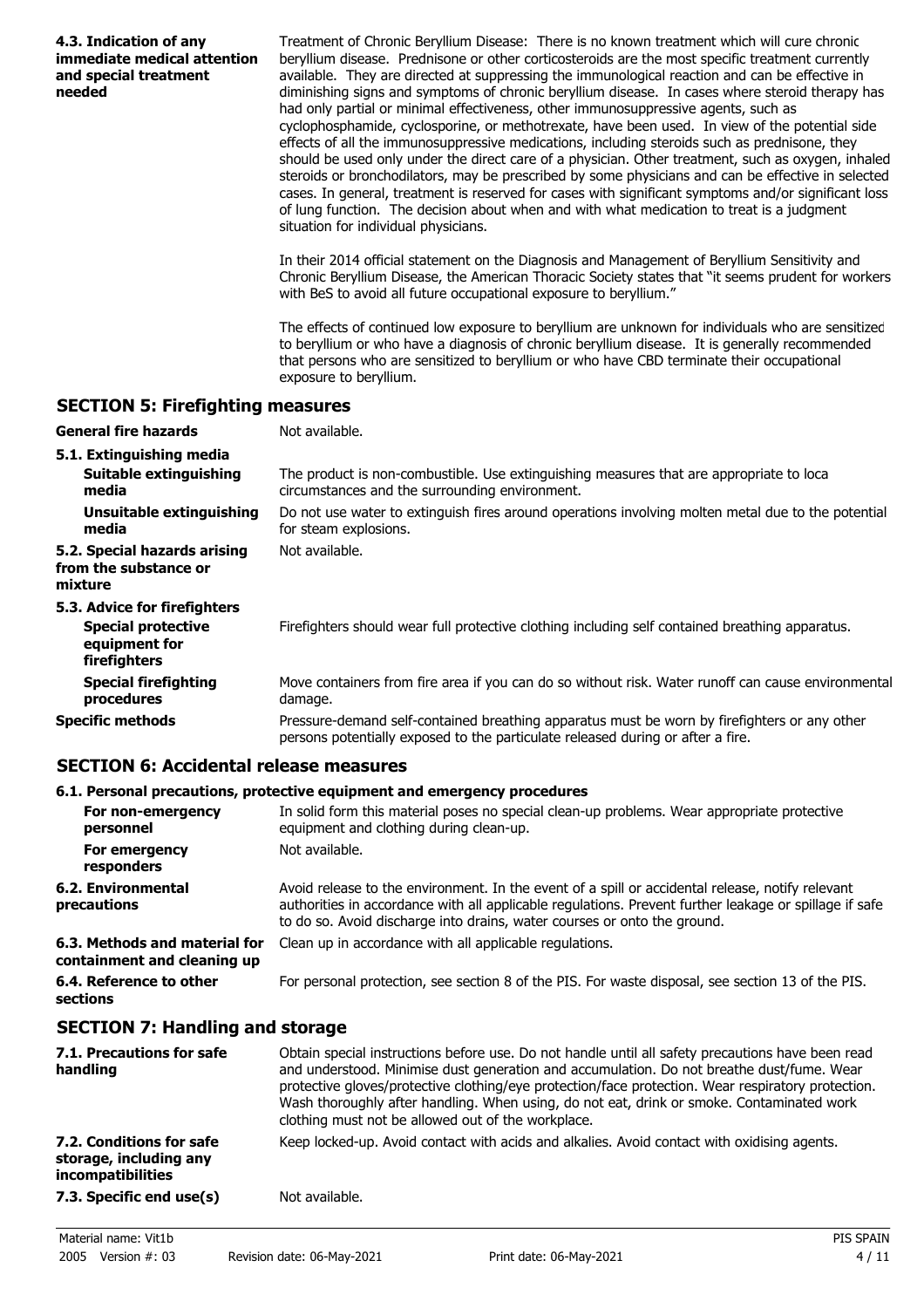**4.3. Indication of any immediate medical attention and special treatment needed**

Treatment of Chronic Beryllium Disease: There is no known treatment which will cure chronic beryllium disease. Prednisone or other corticosteroids are the most specific treatment currently available. They are directed at suppressing the immunological reaction and can be effective in diminishing signs and symptoms of chronic beryllium disease. In cases where steroid therapy has had only partial or minimal effectiveness, other immunosuppressive agents, such as cyclophosphamide, cyclosporine, or methotrexate, have been used. In view of the potential side effects of all the immunosuppressive medications, including steroids such as prednisone, they should be used only under the direct care of a physician. Other treatment, such as oxygen, inhaled steroids or bronchodilators, may be prescribed by some physicians and can be effective in selected cases. In general, treatment is reserved for cases with significant symptoms and/or significant loss of lung function. The decision about when and with what medication to treat is a judgment situation for individual physicians.

In their 2014 official statement on the Diagnosis and Management of Beryllium Sensitivity and Chronic Beryllium Disease, the American Thoracic Society states that "it seems prudent for workers with BeS to avoid all future occupational exposure to beryllium."

The effects of continued low exposure to beryllium are unknown for individuals who are sensitized to beryllium or who have a diagnosis of chronic beryllium disease. It is generally recommended that persons who are sensitized to beryllium or who have CBD terminate their occupational exposure to beryllium.

## SECTION 5: Firefighting measures

**General fire hazards** Not available.

**5.1. Extinguishing media**

**Suitable extinguishing media** The product is non-combustible. Use extinguishing measures that are appropriate to loca circumstances and the surrounding environment.

**Unsuitable extinguishing media** Do not use water to extinguish fires around operations involving molten metal due to the potential for steam explosions.

**5.2. Special hazards arising from the substance or mixture** Not available.

**5.3. Advice for firefighters**

**Special protective equipment for firefighters** Firefighters should wear full protective clothing including self contained breathing apparatus.

**Special firefighting procedures** Move containers from fire area if you can do so without risk. Water runoff can cause environmental damage.

**Specific methods** Pressure-demand self-contained breathing apparatus must be worn by firefighters or any other persons potentially exposed to the particulate released during or after a fire.

## SECTION 6: Accidental release measures

**6.1. Personal precautions, protective equipment and emergency procedures**

**For non-emergency personnel** In solid form this material poses no special clean-up problems. Wear appropriate protective equipment and clothing during clean-up.

**For emergency responders** Not available.

**6.2. Environmental precautions** Avoid release to the environment. In the event of a spill or accidental release, notify relevant authorities in accordance with all applicable regulations. Prevent further leakage or spillage if safe to do so. Avoid discharge into drains, water courses or onto the ground.

**6.3. Methods and material for containment and cleaning up** Clean up in accordance with all applicable regulations.

**6.4. Reference to other sections** For personal protection, see section 8 of the PIS. For waste disposal, see section 13 of the PIS.

## SECTION 7: Handling and storage

**7.1. Precautions for safe handling** Obtain special instructions before use. Do not handle until all safety precautions have been read and understood. Minimise dust generation and accumulation. Do not breathe dust/fume. Wear protective gloves/protective clothing/eye protection/face protection. Wear respiratory protection. Wash thoroughly after handling. When using, do not eat, drink or smoke. Contaminated work clothing must not be allowed out of the workplace.

**7.2. Conditions for safe storage, including any incompatibilities** Keep locked-up. Avoid contact with acids and alkalies. Avoid contact with oxidising agents.

**7.3. Specific end use(s)** Not available.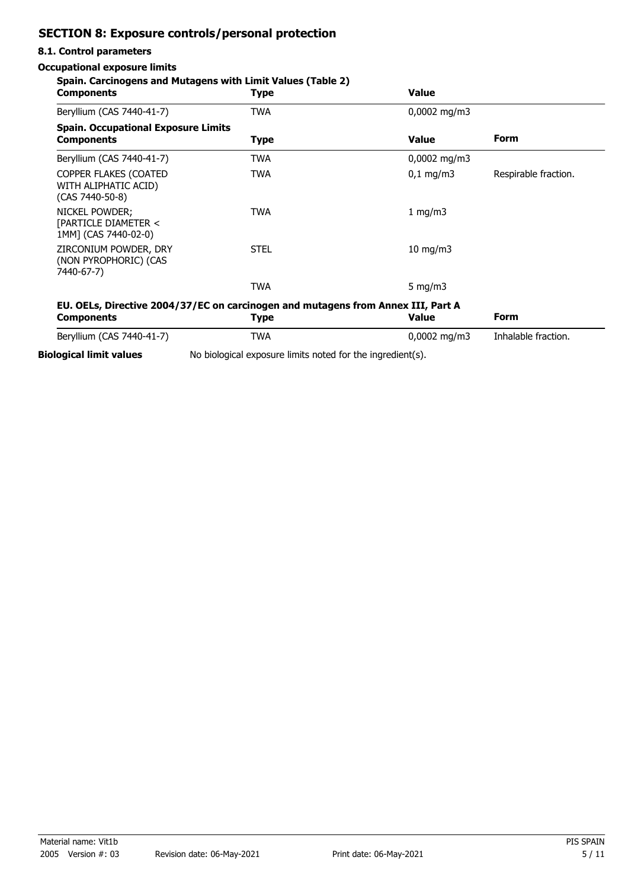## SECTION 8: Exposure controls/personal protection

### 8.1. Control parameters

**Occupational exposure limits**

**Spain. Carcinogens and Mutagens with Limit Values (Table 2)**

| Components | Type | Value |
|---|---|---|
| Beryllium (CAS 7440-41-7) | TWA | 0,0002 mg/m3 |

**Spain. Occupational Exposure Limits**

| Components | Type | Value | Form |
|---|---|---|---|
| Beryllium (CAS 7440-41-7) | TWA | 0,0002 mg/m3 | |
| COPPER FLAKES (COATED WITH ALIPHATIC ACID) (CAS 7440-50-8) | TWA | 0,1 mg/m3 | Respirable fraction. |
| NICKEL POWDER; [PARTICLE DIAMETER < 1MM] (CAS 7440-02-0) | TWA | 1 mg/m3 | |
| ZIRCONIUM POWDER, DRY (NON PYROPHORIC) (CAS 7440-67-7) | STEL | 10 mg/m3 | |
| | TWA | 5 mg/m3 | |

**EU. OELs, Directive 2004/37/EC on carcinogen and mutagens from Annex III, Part A**

| Components | Type | Value | Form |
|---|---|---|---|
| Beryllium (CAS 7440-41-7) | TWA | 0,0002 mg/m3 | Inhalable fraction. |

**Biological limit values** No biological exposure limits noted for the ingredient(s).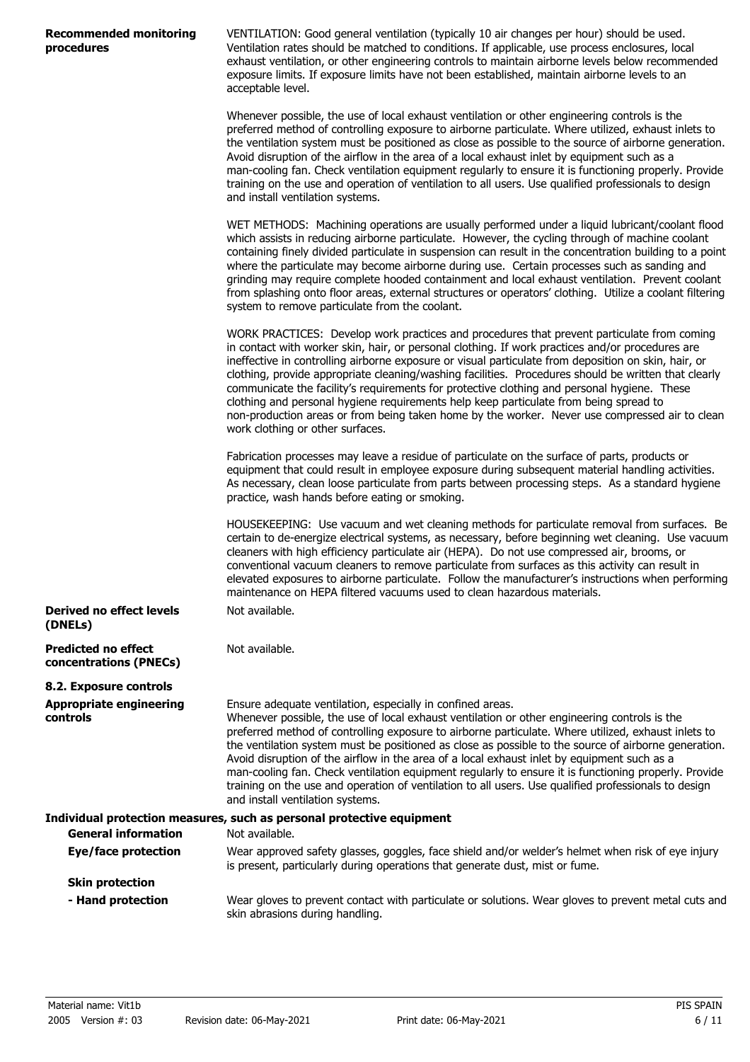**Recommended monitoring procedures**

VENTILATION: Good general ventilation (typically 10 air changes per hour) should be used. Ventilation rates should be matched to conditions. If applicable, use process enclosures, local exhaust ventilation, or other engineering controls to maintain airborne levels below recommended exposure limits. If exposure limits have not been established, maintain airborne levels to an acceptable level.

Whenever possible, the use of local exhaust ventilation or other engineering controls is the preferred method of controlling exposure to airborne particulate. Where utilized, exhaust inlets to the ventilation system must be positioned as close as possible to the source of airborne generation. Avoid disruption of the airflow in the area of a local exhaust inlet by equipment such as a man-cooling fan. Check ventilation equipment regularly to ensure it is functioning properly. Provide training on the use and operation of ventilation to all users. Use qualified professionals to design and install ventilation systems.

WET METHODS: Machining operations are usually performed under a liquid lubricant/coolant flood which assists in reducing airborne particulate. However, the cycling through of machine coolant containing finely divided particulate in suspension can result in the concentration building to a point where the particulate may become airborne during use. Certain processes such as sanding and grinding may require complete hooded containment and local exhaust ventilation. Prevent coolant from splashing onto floor areas, external structures or operators' clothing. Utilize a coolant filtering system to remove particulate from the coolant.

WORK PRACTICES: Develop work practices and procedures that prevent particulate from coming in contact with worker skin, hair, or personal clothing. If work practices and/or procedures are ineffective in controlling airborne exposure or visual particulate from deposition on skin, hair, or clothing, provide appropriate cleaning/washing facilities. Procedures should be written that clearly communicate the facility's requirements for protective clothing and personal hygiene. These clothing and personal hygiene requirements help keep particulate from being spread to non-production areas or from being taken home by the worker. Never use compressed air to clean work clothing or other surfaces.

Fabrication processes may leave a residue of particulate on the surface of parts, products or equipment that could result in employee exposure during subsequent material handling activities. As necessary, clean loose particulate from parts between processing steps. As a standard hygiene practice, wash hands before eating or smoking.

HOUSEKEEPING: Use vacuum and wet cleaning methods for particulate removal from surfaces. Be certain to de-energize electrical systems, as necessary, before beginning wet cleaning. Use vacuum cleaners with high efficiency particulate air (HEPA). Do not use compressed air, brooms, or conventional vacuum cleaners to remove particulate from surfaces as this activity can result in elevated exposures to airborne particulate. Follow the manufacturer's instructions when performing maintenance on HEPA filtered vacuums used to clean hazardous materials.

**Derived no effect levels (DNELs)**

Not available.

**Predicted no effect concentrations (PNECs)**

Not available.

## 8.2. Exposure controls

**Appropriate engineering controls**

Ensure adequate ventilation, especially in confined areas.
Whenever possible, the use of local exhaust ventilation or other engineering controls is the preferred method of controlling exposure to airborne particulate. Where utilized, exhaust inlets to the ventilation system must be positioned as close as possible to the source of airborne generation. Avoid disruption of the airflow in the area of a local exhaust inlet by equipment such as a man-cooling fan. Check ventilation equipment regularly to ensure it is functioning properly. Provide training on the use and operation of ventilation to all users. Use qualified professionals to design and install ventilation systems.

### Individual protection measures, such as personal protective equipment

**General information**

Not available.

**Eye/face protection**

Wear approved safety glasses, goggles, face shield and/or welder's helmet when risk of eye injury is present, particularly during operations that generate dust, mist or fume.

**Skin protection**

**- Hand protection**

Wear gloves to prevent contact with particulate or solutions. Wear gloves to prevent metal cuts and skin abrasions during handling.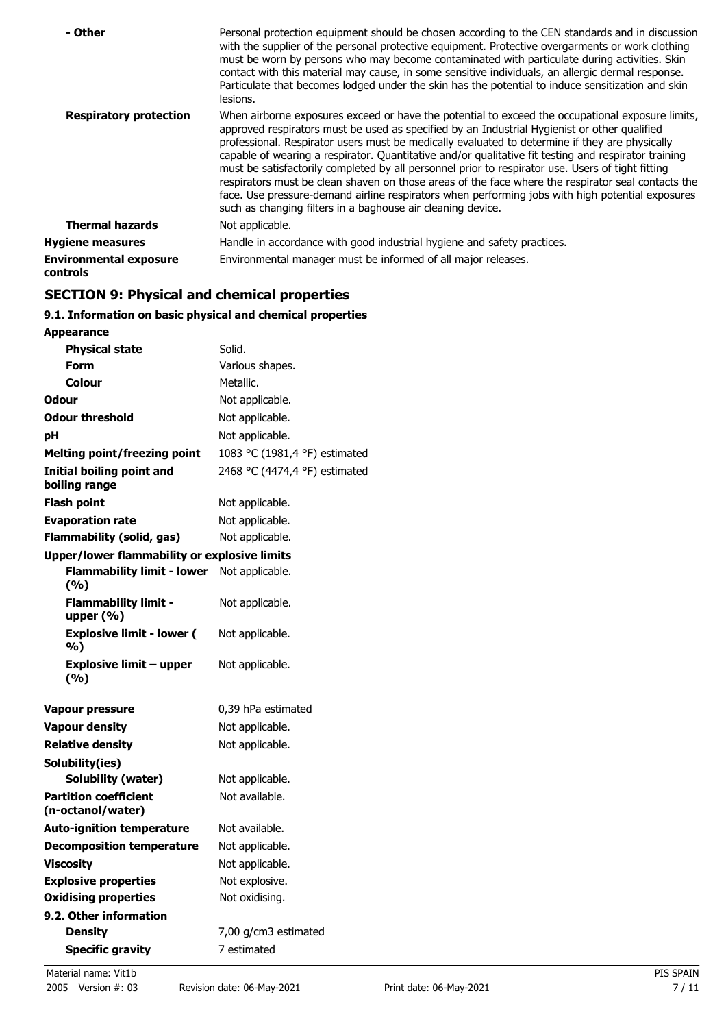| | |
|---|---|
| **- Other** | Personal protection equipment should be chosen according to the CEN standards and in discussion with the supplier of the personal protective equipment. Protective overgarments or work clothing must be worn by persons who may become contaminated with particulate during activities. Skin contact with this material may cause, in some sensitive individuals, an allergic dermal response. Particulate that becomes lodged under the skin has the potential to induce sensitization and skin lesions. |
| **Respiratory protection** | When airborne exposures exceed or have the potential to exceed the occupational exposure limits, approved respirators must be used as specified by an Industrial Hygienist or other qualified professional. Respirator users must be medically evaluated to determine if they are physically capable of wearing a respirator. Quantitative and/or qualitative fit testing and respirator training must be satisfactorily completed by all personnel prior to respirator use. Users of tight fitting respirators must be clean shaven on those areas of the face where the respirator seal contacts the face. Use pressure-demand airline respirators when performing jobs with high potential exposures such as changing filters in a baghouse air cleaning device. |
| **Thermal hazards** | Not applicable. |
| **Hygiene measures** | Handle in accordance with good industrial hygiene and safety practices. |
| **Environmental exposure controls** | Environmental manager must be informed of all major releases. |

## SECTION 9: Physical and chemical properties

### 9.1. Information on basic physical and chemical properties

| | |
|---|---|
| **Appearance** | |
| **Physical state** | Solid. |
| **Form** | Various shapes. |
| **Colour** | Metallic. |
| **Odour** | Not applicable. |
| **Odour threshold** | Not applicable. |
| **pH** | Not applicable. |
| **Melting point/freezing point** | 1083 °C (1981,4 °F) estimated |
| **Initial boiling point and boiling range** | 2468 °C (4474,4 °F) estimated |
| **Flash point** | Not applicable. |
| **Evaporation rate** | Not applicable. |
| **Flammability (solid, gas)** | Not applicable. |
| **Upper/lower flammability or explosive limits** | |
| **Flammability limit - lower (%)** | Not applicable. |
| **Flammability limit - upper (%)** | Not applicable. |
| **Explosive limit - lower (%)** | Not applicable. |
| **Explosive limit – upper (%)** | Not applicable. |
| **Vapour pressure** | 0,39 hPa estimated |
| **Vapour density** | Not applicable. |
| **Relative density** | Not applicable. |
| **Solubility(ies)** | |
| **Solubility (water)** | Not applicable. |
| **Partition coefficient (n-octanol/water)** | Not available. |
| **Auto-ignition temperature** | Not available. |
| **Decomposition temperature** | Not applicable. |
| **Viscosity** | Not applicable. |
| **Explosive properties** | Not explosive. |
| **Oxidising properties** | Not oxidising. |
| **9.2. Other information** | |
| **Density** | 7,00 g/cm3 estimated |
| **Specific gravity** | 7 estimated |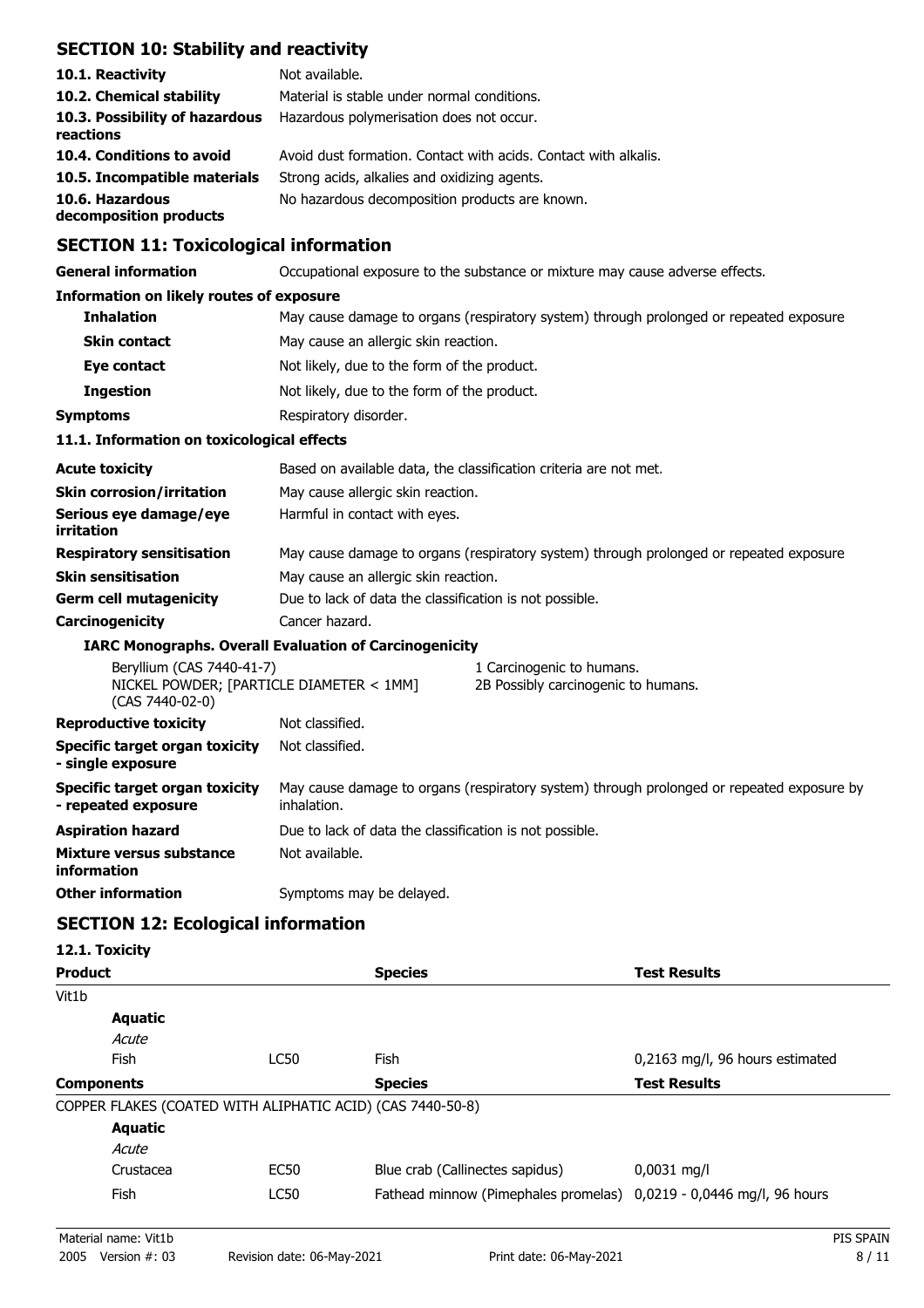## SECTION 10: Stability and reactivity

| | |
|---|---|
| **10.1. Reactivity** | Not available. |
| **10.2. Chemical stability** | Material is stable under normal conditions. |
| **10.3. Possibility of hazardous reactions** | Hazardous polymerisation does not occur. |
| **10.4. Conditions to avoid** | Avoid dust formation. Contact with acids. Contact with alkalis. |
| **10.5. Incompatible materials** | Strong acids, alkalies and oxidizing agents. |
| **10.6. Hazardous decomposition products** | No hazardous decomposition products are known. |

## SECTION 11: Toxicological information

**General information** Occupational exposure to the substance or mixture may cause adverse effects.

**Information on likely routes of exposure**

| | |
|---|---|
| **Inhalation** | May cause damage to organs (respiratory system) through prolonged or repeated exposure |
| **Skin contact** | May cause an allergic skin reaction. |
| **Eye contact** | Not likely, due to the form of the product. |
| **Ingestion** | Not likely, due to the form of the product. |
| **Symptoms** | Respiratory disorder. |

**11.1. Information on toxicological effects**

| | |
|---|---|
| **Acute toxicity** | Based on available data, the classification criteria are not met. |
| **Skin corrosion/irritation** | May cause allergic skin reaction. |
| **Serious eye damage/eye irritation** | Harmful in contact with eyes. |
| **Respiratory sensitisation** | May cause damage to organs (respiratory system) through prolonged or repeated exposure |
| **Skin sensitisation** | May cause an allergic skin reaction. |
| **Germ cell mutagenicity** | Due to lack of data the classification is not possible. |
| **Carcinogenicity** | Cancer hazard. |

**IARC Monographs. Overall Evaluation of Carcinogenicity**

| | |
|---|---|
| Beryllium (CAS 7440-41-7) | 1 Carcinogenic to humans. |
| NICKEL POWDER; [PARTICLE DIAMETER < 1MM] (CAS 7440-02-0) | 2B Possibly carcinogenic to humans. |

| | |
|---|---|
| **Reproductive toxicity** | Not classified. |
| **Specific target organ toxicity - single exposure** | Not classified. |
| **Specific target organ toxicity - repeated exposure** | May cause damage to organs (respiratory system) through prolonged or repeated exposure by inhalation. |
| **Aspiration hazard** | Due to lack of data the classification is not possible. |
| **Mixture versus substance information** | Not available. |
| **Other information** | Symptoms may be delayed. |

## SECTION 12: Ecological information

**12.1. Toxicity**

| Product | | Species | Test Results |
|---|---|---|---|
| Vit1b | | | |
| **Aquatic** | | | |
| *Acute* | | | |
| Fish | LC50 | Fish | 0,2163 mg/l, 96 hours estimated |
| **Components** | | **Species** | **Test Results** |
| COPPER FLAKES (COATED WITH ALIPHATIC ACID) (CAS 7440-50-8) | | | |
| **Aquatic** | | | |
| *Acute* | | | |
| Crustacea | EC50 | Blue crab (Callinectes sapidus) | 0,0031 mg/l |
| Fish | LC50 | Fathead minnow (Pimephales promelas) | 0,0219 - 0,0446 mg/l, 96 hours |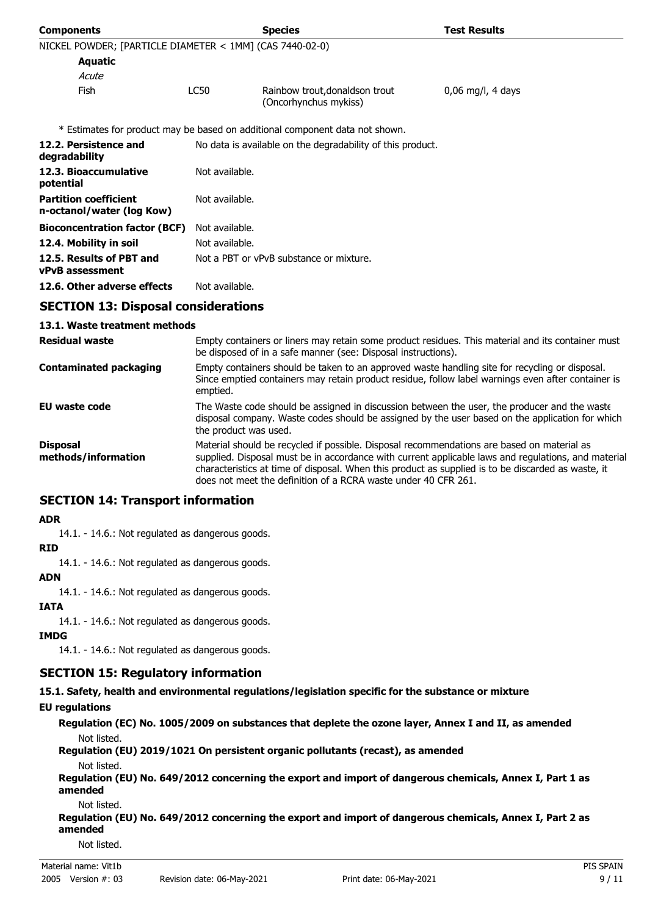| Components | | Species | Test Results |
|---|---|---|---|
| NICKEL POWDER; [PARTICLE DIAMETER < 1MM] (CAS 7440-02-0) | | | |
| **Aquatic** | | | |
| *Acute* | | | |
| Fish | LC50 | Rainbow trout,donaldson trout (Oncorhynchus mykiss) | 0,06 mg/l, 4 days |

\* Estimates for product may be based on additional component data not shown.

| | |
|---|---|
| **12.2. Persistence and degradability** | No data is available on the degradability of this product. |
| **12.3. Bioaccumulative potential** | Not available. |
| **Partition coefficient n-octanol/water (log Kow)** | Not available. |
| **Bioconcentration factor (BCF)** | Not available. |
| **12.4. Mobility in soil** | Not available. |
| **12.5. Results of PBT and vPvB assessment** | Not a PBT or vPvB substance or mixture. |
| **12.6. Other adverse effects** | Not available. |

## SECTION 13: Disposal considerations

### 13.1. Waste treatment methods

| | |
|---|---|
| **Residual waste** | Empty containers or liners may retain some product residues. This material and its container must be disposed of in a safe manner (see: Disposal instructions). |
| **Contaminated packaging** | Empty containers should be taken to an approved waste handling site for recycling or disposal. Since emptied containers may retain product residue, follow label warnings even after container is emptied. |
| **EU waste code** | The Waste code should be assigned in discussion between the user, the producer and the waste disposal company. Waste codes should be assigned by the user based on the application for which the product was used. |
| **Disposal methods/information** | Material should be recycled if possible. Disposal recommendations are based on material as supplied. Disposal must be in accordance with current applicable laws and regulations, and material characteristics at time of disposal. When this product as supplied is to be discarded as waste, it does not meet the definition of a RCRA waste under 40 CFR 261. |

## SECTION 14: Transport information

**ADR**

14.1. - 14.6.: Not regulated as dangerous goods.

**RID**

14.1. - 14.6.: Not regulated as dangerous goods.

**ADN**

14.1. - 14.6.: Not regulated as dangerous goods.

**IATA**

14.1. - 14.6.: Not regulated as dangerous goods.

**IMDG**

14.1. - 14.6.: Not regulated as dangerous goods.

## SECTION 15: Regulatory information

### 15.1. Safety, health and environmental regulations/legislation specific for the substance or mixture

**EU regulations**

**Regulation (EC) No. 1005/2009 on substances that deplete the ozone layer, Annex I and II, as amended**

Not listed.

**Regulation (EU) 2019/1021 On persistent organic pollutants (recast), as amended**

Not listed.

**Regulation (EU) No. 649/2012 concerning the export and import of dangerous chemicals, Annex I, Part 1 as amended**

Not listed.

**Regulation (EU) No. 649/2012 concerning the export and import of dangerous chemicals, Annex I, Part 2 as amended**

Not listed.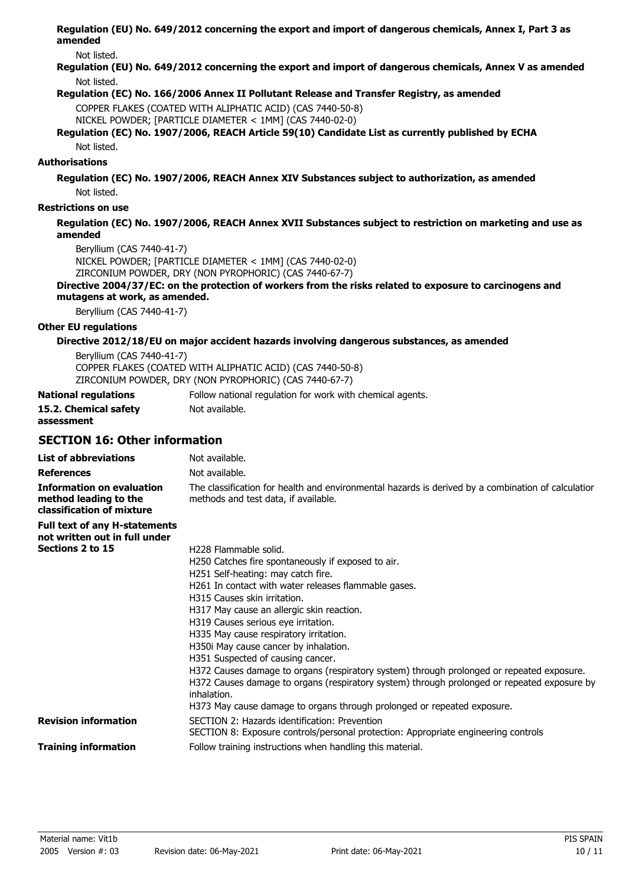**Regulation (EU) No. 649/2012 concerning the export and import of dangerous chemicals, Annex I, Part 3 as amended**

Not listed.

**Regulation (EU) No. 649/2012 concerning the export and import of dangerous chemicals, Annex V as amended**

Not listed.

**Regulation (EC) No. 166/2006 Annex II Pollutant Release and Transfer Registry, as amended**

COPPER FLAKES (COATED WITH ALIPHATIC ACID) (CAS 7440-50-8)
NICKEL POWDER; [PARTICLE DIAMETER < 1MM] (CAS 7440-02-0)

**Regulation (EC) No. 1907/2006, REACH Article 59(10) Candidate List as currently published by ECHA**

Not listed.

**Authorisations**

**Regulation (EC) No. 1907/2006, REACH Annex XIV Substances subject to authorization, as amended**

Not listed.

**Restrictions on use**

**Regulation (EC) No. 1907/2006, REACH Annex XVII Substances subject to restriction on marketing and use as amended**

Beryllium (CAS 7440-41-7)
NICKEL POWDER; [PARTICLE DIAMETER < 1MM] (CAS 7440-02-0)
ZIRCONIUM POWDER, DRY (NON PYROPHORIC) (CAS 7440-67-7)

**Directive 2004/37/EC: on the protection of workers from the risks related to exposure to carcinogens and mutagens at work, as amended.**

Beryllium (CAS 7440-41-7)

**Other EU regulations**

**Directive 2012/18/EU on major accident hazards involving dangerous substances, as amended**

Beryllium (CAS 7440-41-7)
COPPER FLAKES (COATED WITH ALIPHATIC ACID) (CAS 7440-50-8)
ZIRCONIUM POWDER, DRY (NON PYROPHORIC) (CAS 7440-67-7)

**National regulations** Follow national regulation for work with chemical agents.

**15.2. Chemical safety assessment** Not available.

## SECTION 16: Other information

**List of abbreviations** Not available.

**References** Not available.

**Information on evaluation method leading to the classification of mixture** The classification for health and environmental hazards is derived by a combination of calculatior methods and test data, if available.

**Full text of any H-statements not written out in full under Sections 2 to 15**

H228 Flammable solid.
H250 Catches fire spontaneously if exposed to air.
H251 Self-heating: may catch fire.
H261 In contact with water releases flammable gases.
H315 Causes skin irritation.
H317 May cause an allergic skin reaction.
H319 Causes serious eye irritation.
H335 May cause respiratory irritation.
H350i May cause cancer by inhalation.
H351 Suspected of causing cancer.
H372 Causes damage to organs (respiratory system) through prolonged or repeated exposure.
H372 Causes damage to organs (respiratory system) through prolonged or repeated exposure by inhalation.
H373 May cause damage to organs through prolonged or repeated exposure.

**Revision information**

SECTION 2: Hazards identification: Prevention
SECTION 8: Exposure controls/personal protection: Appropriate engineering controls

**Training information** Follow training instructions when handling this material.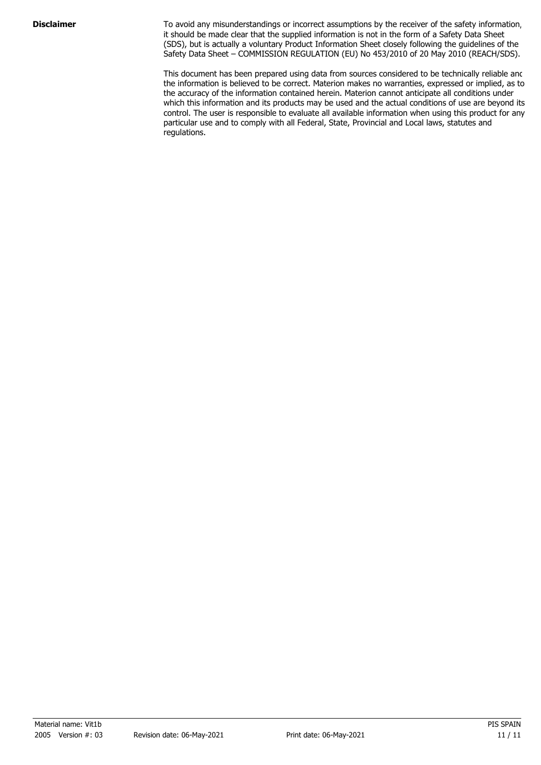**Disclaimer**

To avoid any misunderstandings or incorrect assumptions by the receiver of the safety information, it should be made clear that the supplied information is not in the form of a Safety Data Sheet (SDS), but is actually a voluntary Product Information Sheet closely following the guidelines of the Safety Data Sheet – COMMISSION REGULATION (EU) No 453/2010 of 20 May 2010 (REACH/SDS).

This document has been prepared using data from sources considered to be technically reliable and the information is believed to be correct. Materion makes no warranties, expressed or implied, as to the accuracy of the information contained herein. Materion cannot anticipate all conditions under which this information and its products may be used and the actual conditions of use are beyond its control. The user is responsible to evaluate all available information when using this product for any particular use and to comply with all Federal, State, Provincial and Local laws, statutes and regulations.